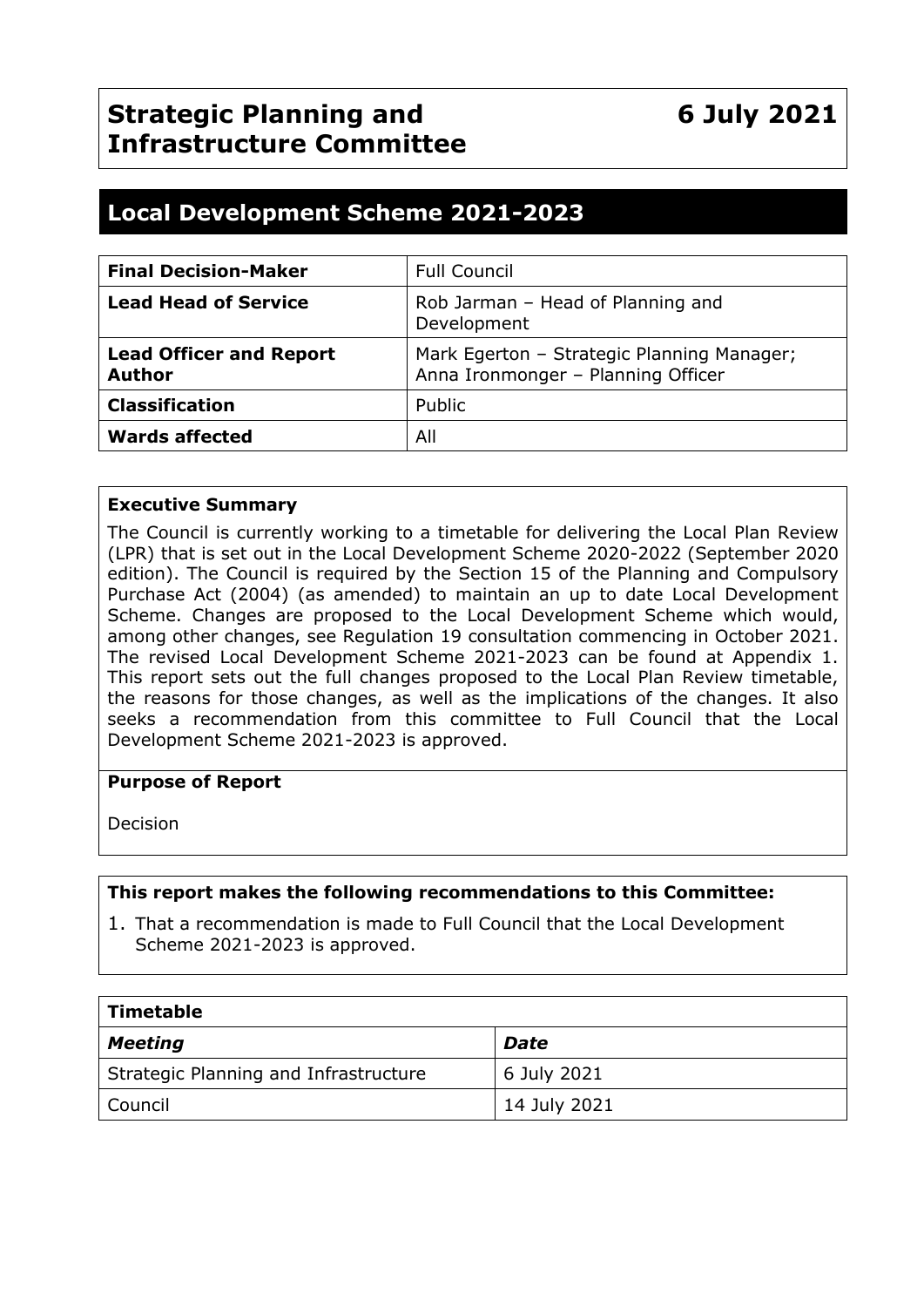# Strategic Planning and Infrastructure Committee

**6 July 2021**

## Local Development Scheme 2021-2023

| **Final Decision-Maker** | Full Council |
|---|---|
| **Lead Head of Service** | Rob Jarman – Head of Planning and Development |
| **Lead Officer and Report Author** | Mark Egerton – Strategic Planning Manager; Anna Ironmonger – Planning Officer |
| **Classification** | Public |
| **Wards affected** | All |

**Executive Summary**

The Council is currently working to a timetable for delivering the Local Plan Review (LPR) that is set out in the Local Development Scheme 2020-2022 (September 2020 edition). The Council is required by the Section 15 of the Planning and Compulsory Purchase Act (2004) (as amended) to maintain an up to date Local Development Scheme. Changes are proposed to the Local Development Scheme which would, among other changes, see Regulation 19 consultation commencing in October 2021. The revised Local Development Scheme 2021-2023 can be found at Appendix 1. This report sets out the full changes proposed to the Local Plan Review timetable, the reasons for those changes, as well as the implications of the changes. It also seeks a recommendation from this committee to Full Council that the Local Development Scheme 2021-2023 is approved.

**Purpose of Report**

Decision

**This report makes the following recommendations to this Committee:**

1. That a recommendation is made to Full Council that the Local Development Scheme 2021-2023 is approved.

| **Timetable** | |
|---|---|
| ***Meeting*** | ***Date*** |
| Strategic Planning and Infrastructure | 6 July 2021 |
| Council | 14 July 2021 |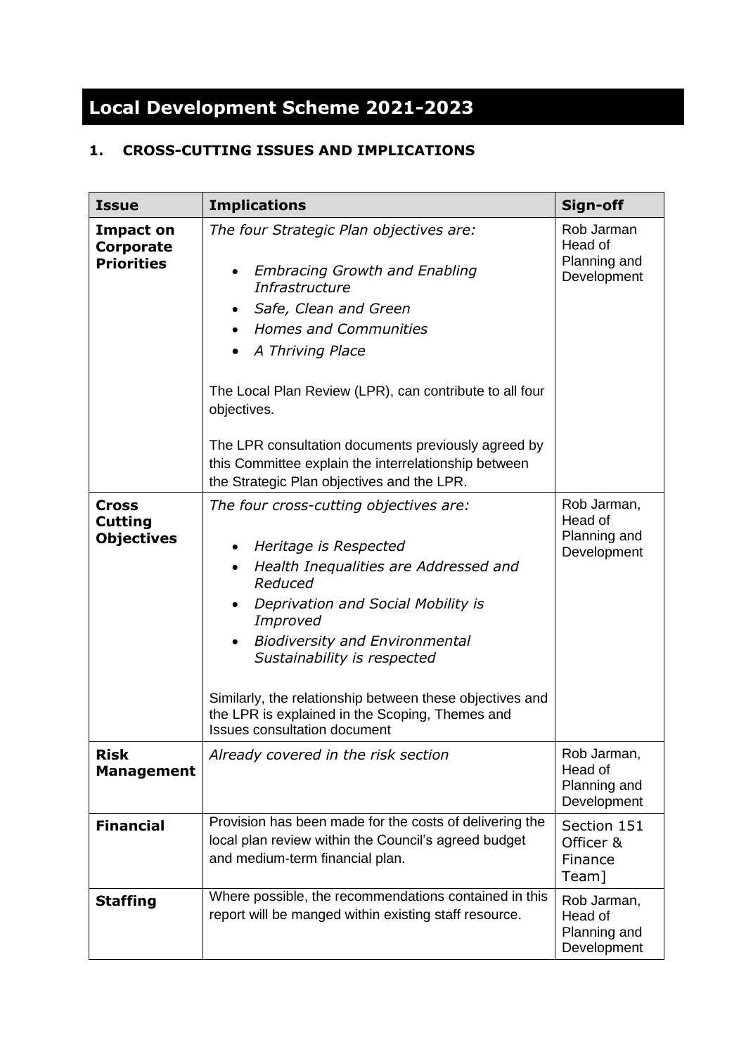# Local Development Scheme 2021-2023

## 1. CROSS-CUTTING ISSUES AND IMPLICATIONS

| Issue | Implications | Sign-off |
|---|---|---|
| **Impact on Corporate Priorities** | *The four Strategic Plan objectives are:*<br><br>• *Embracing Growth and Enabling Infrastructure*<br>• *Safe, Clean and Green*<br>• *Homes and Communities*<br>• *A Thriving Place*<br><br>The Local Plan Review (LPR), can contribute to all four objectives.<br><br>The LPR consultation documents previously agreed by this Committee explain the interrelationship between the Strategic Plan objectives and the LPR. | Rob Jarman Head of Planning and Development |
| **Cross Cutting Objectives** | *The four cross-cutting objectives are:*<br><br>• *Heritage is Respected*<br>• *Health Inequalities are Addressed and Reduced*<br>• *Deprivation and Social Mobility is Improved*<br>• *Biodiversity and Environmental Sustainability is respected*<br><br>Similarly, the relationship between these objectives and the LPR is explained in the Scoping, Themes and Issues consultation document | Rob Jarman, Head of Planning and Development |
| **Risk Management** | *Already covered in the risk section* | Rob Jarman, Head of Planning and Development |
| **Financial** | Provision has been made for the costs of delivering the local plan review within the Council's agreed budget and medium-term financial plan. | Section 151 Officer & Finance Team] |
| **Staffing** | Where possible, the recommendations contained in this report will be manged within existing staff resource. | Rob Jarman, Head of Planning and Development |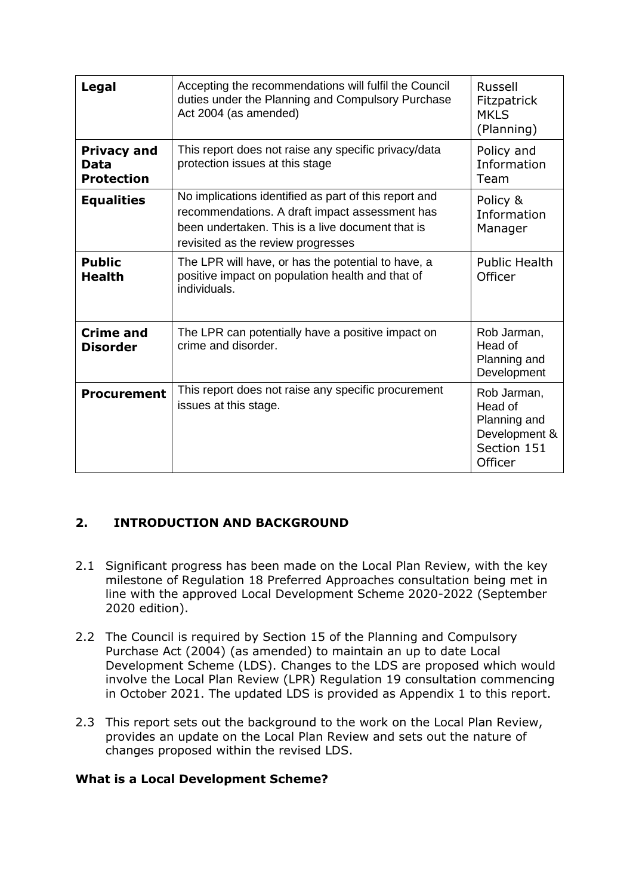| **Legal** | Accepting the recommendations will fulfil the Council duties under the Planning and Compulsory Purchase Act 2004 (as amended) | Russell Fitzpatrick MKLS (Planning) |
|---|---|---|
| **Privacy and Data Protection** | This report does not raise any specific privacy/data protection issues at this stage | Policy and Information Team |
| **Equalities** | No implications identified as part of this report and recommendations. A draft impact assessment has been undertaken. This is a live document that is revisited as the review progresses | Policy & Information Manager |
| **Public Health** | The LPR will have, or has the potential to have, a positive impact on population health and that of individuals. | Public Health Officer |
| **Crime and Disorder** | The LPR can potentially have a positive impact on crime and disorder. | Rob Jarman, Head of Planning and Development |
| **Procurement** | This report does not raise any specific procurement issues at this stage. | Rob Jarman, Head of Planning and Development & Section 151 Officer |

## 2. INTRODUCTION AND BACKGROUND

2.1 Significant progress has been made on the Local Plan Review, with the key milestone of Regulation 18 Preferred Approaches consultation being met in line with the approved Local Development Scheme 2020-2022 (September 2020 edition).

2.2 The Council is required by Section 15 of the Planning and Compulsory Purchase Act (2004) (as amended) to maintain an up to date Local Development Scheme (LDS). Changes to the LDS are proposed which would involve the Local Plan Review (LPR) Regulation 19 consultation commencing in October 2021. The updated LDS is provided as Appendix 1 to this report.

2.3 This report sets out the background to the work on the Local Plan Review, provides an update on the Local Plan Review and sets out the nature of changes proposed within the revised LDS.

**What is a Local Development Scheme?**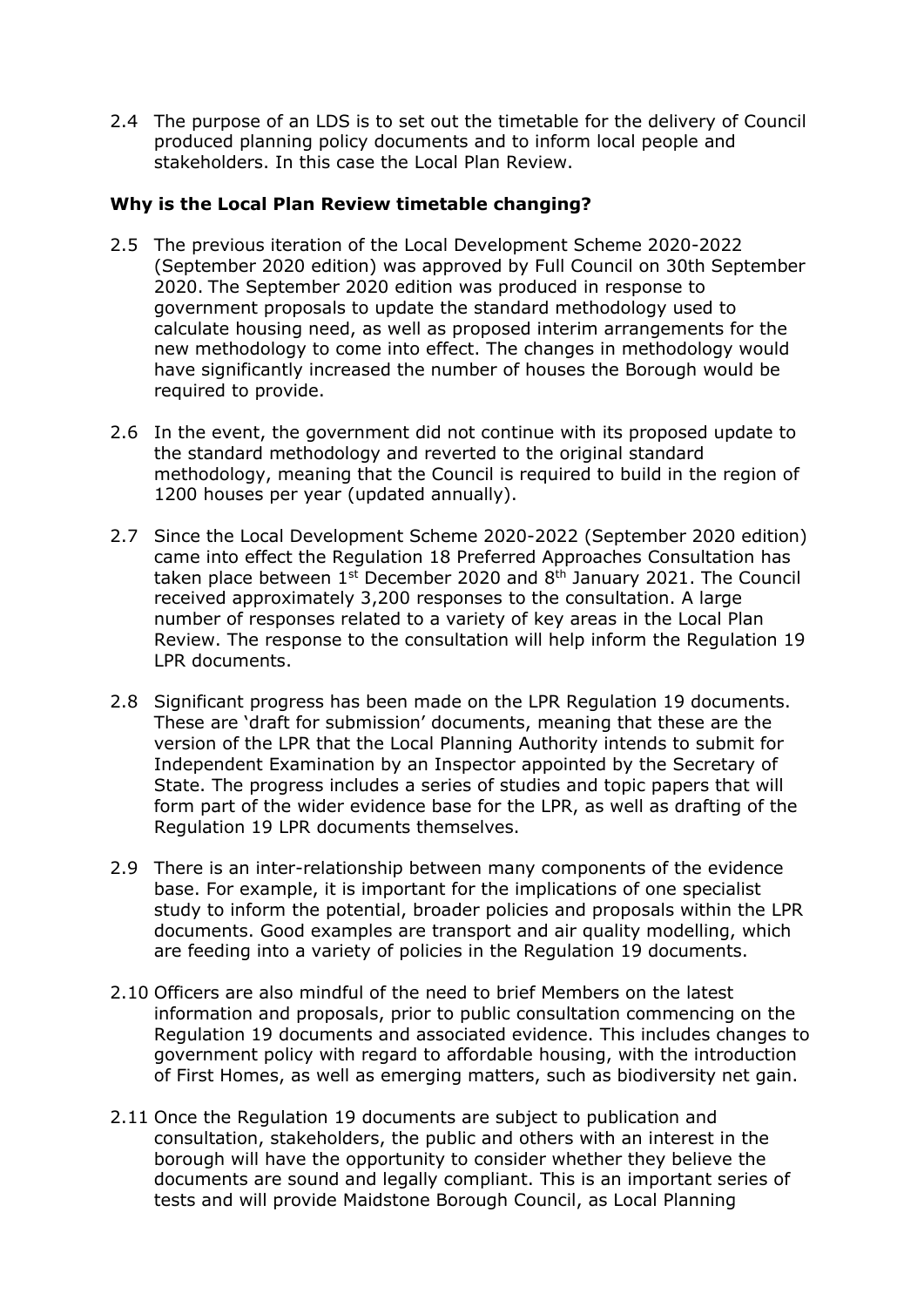2.4 The purpose of an LDS is to set out the timetable for the delivery of Council produced planning policy documents and to inform local people and stakeholders. In this case the Local Plan Review.

**Why is the Local Plan Review timetable changing?**

2.5 The previous iteration of the Local Development Scheme 2020-2022 (September 2020 edition) was approved by Full Council on 30th September 2020. The September 2020 edition was produced in response to government proposals to update the standard methodology used to calculate housing need, as well as proposed interim arrangements for the new methodology to come into effect. The changes in methodology would have significantly increased the number of houses the Borough would be required to provide.

2.6 In the event, the government did not continue with its proposed update to the standard methodology and reverted to the original standard methodology, meaning that the Council is required to build in the region of 1200 houses per year (updated annually).

2.7 Since the Local Development Scheme 2020-2022 (September 2020 edition) came into effect the Regulation 18 Preferred Approaches Consultation has taken place between 1st December 2020 and 8th January 2021. The Council received approximately 3,200 responses to the consultation. A large number of responses related to a variety of key areas in the Local Plan Review. The response to the consultation will help inform the Regulation 19 LPR documents.

2.8 Significant progress has been made on the LPR Regulation 19 documents. These are 'draft for submission' documents, meaning that these are the version of the LPR that the Local Planning Authority intends to submit for Independent Examination by an Inspector appointed by the Secretary of State. The progress includes a series of studies and topic papers that will form part of the wider evidence base for the LPR, as well as drafting of the Regulation 19 LPR documents themselves.

2.9 There is an inter-relationship between many components of the evidence base. For example, it is important for the implications of one specialist study to inform the potential, broader policies and proposals within the LPR documents. Good examples are transport and air quality modelling, which are feeding into a variety of policies in the Regulation 19 documents.

2.10 Officers are also mindful of the need to brief Members on the latest information and proposals, prior to public consultation commencing on the Regulation 19 documents and associated evidence. This includes changes to government policy with regard to affordable housing, with the introduction of First Homes, as well as emerging matters, such as biodiversity net gain.

2.11 Once the Regulation 19 documents are subject to publication and consultation, stakeholders, the public and others with an interest in the borough will have the opportunity to consider whether they believe the documents are sound and legally compliant. This is an important series of tests and will provide Maidstone Borough Council, as Local Planning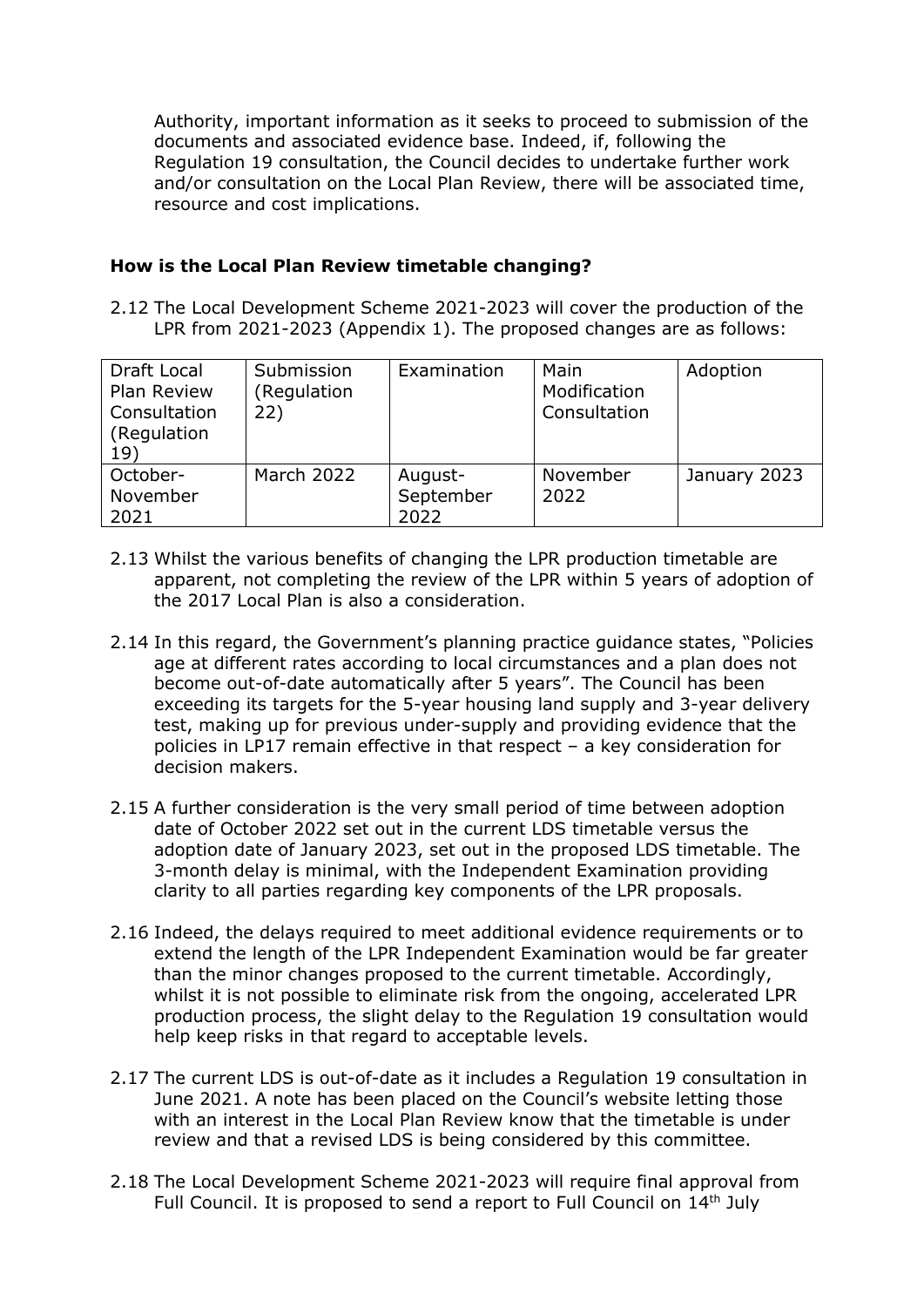Authority, important information as it seeks to proceed to submission of the documents and associated evidence base. Indeed, if, following the Regulation 19 consultation, the Council decides to undertake further work and/or consultation on the Local Plan Review, there will be associated time, resource and cost implications.

**How is the Local Plan Review timetable changing?**

2.12 The Local Development Scheme 2021-2023 will cover the production of the LPR from 2021-2023 (Appendix 1). The proposed changes are as follows:

| Draft Local Plan Review Consultation (Regulation 19) | Submission (Regulation 22) | Examination | Main Modification Consultation | Adoption |
|---|---|---|---|---|
| October-November 2021 | March 2022 | August-September 2022 | November 2022 | January 2023 |

2.13 Whilst the various benefits of changing the LPR production timetable are apparent, not completing the review of the LPR within 5 years of adoption of the 2017 Local Plan is also a consideration.

2.14 In this regard, the Government's planning practice guidance states, "Policies age at different rates according to local circumstances and a plan does not become out-of-date automatically after 5 years". The Council has been exceeding its targets for the 5-year housing land supply and 3-year delivery test, making up for previous under-supply and providing evidence that the policies in LP17 remain effective in that respect – a key consideration for decision makers.

2.15 A further consideration is the very small period of time between adoption date of October 2022 set out in the current LDS timetable versus the adoption date of January 2023, set out in the proposed LDS timetable. The 3-month delay is minimal, with the Independent Examination providing clarity to all parties regarding key components of the LPR proposals.

2.16 Indeed, the delays required to meet additional evidence requirements or to extend the length of the LPR Independent Examination would be far greater than the minor changes proposed to the current timetable. Accordingly, whilst it is not possible to eliminate risk from the ongoing, accelerated LPR production process, the slight delay to the Regulation 19 consultation would help keep risks in that regard to acceptable levels.

2.17 The current LDS is out-of-date as it includes a Regulation 19 consultation in June 2021. A note has been placed on the Council's website letting those with an interest in the Local Plan Review know that the timetable is under review and that a revised LDS is being considered by this committee.

2.18 The Local Development Scheme 2021-2023 will require final approval from Full Council. It is proposed to send a report to Full Council on 14th July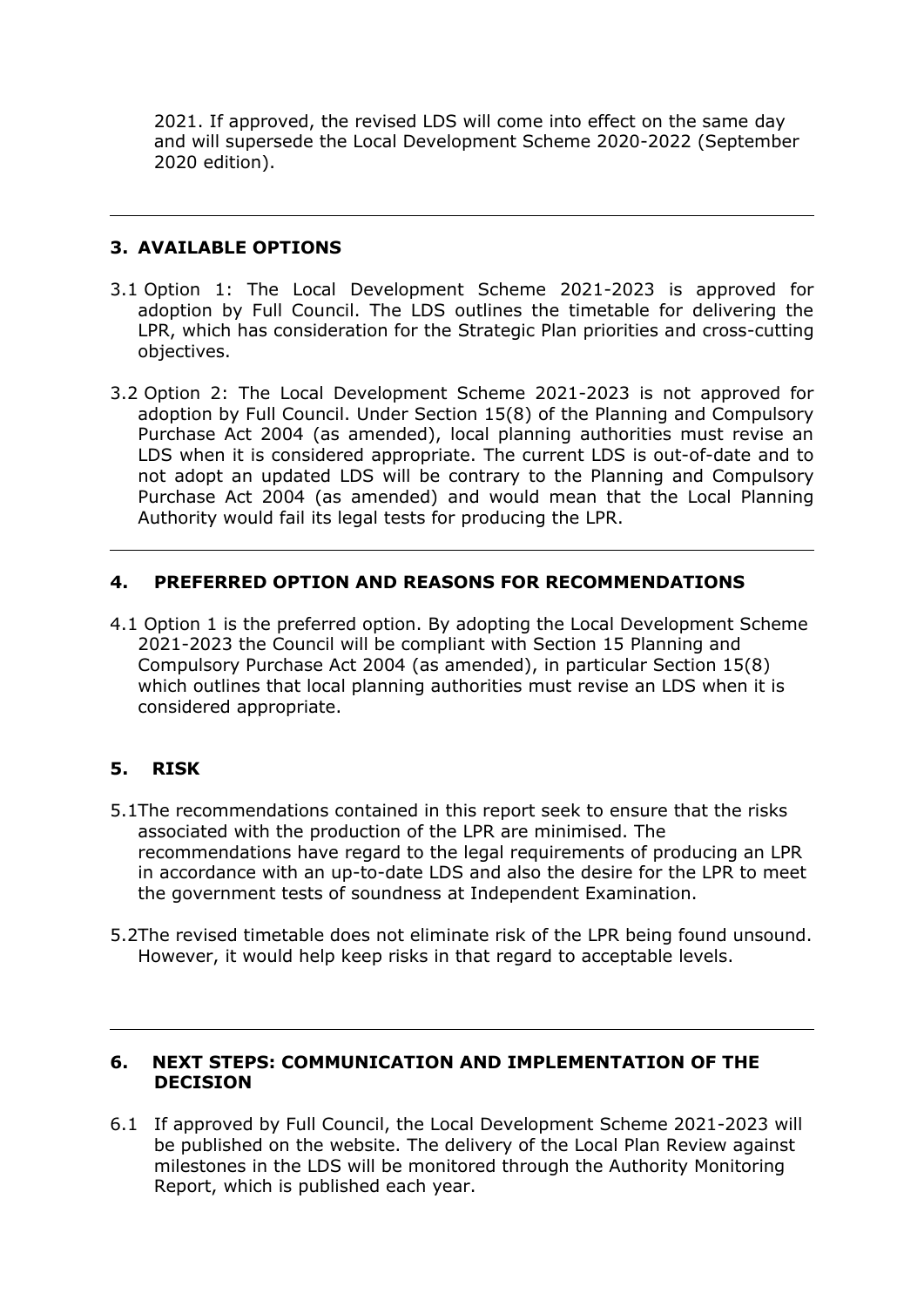2021. If approved, the revised LDS will come into effect on the same day and will supersede the Local Development Scheme 2020-2022 (September 2020 edition).

---

## 3. AVAILABLE OPTIONS

3.1 Option 1: The Local Development Scheme 2021-2023 is approved for adoption by Full Council. The LDS outlines the timetable for delivering the LPR, which has consideration for the Strategic Plan priorities and cross-cutting objectives.

3.2 Option 2: The Local Development Scheme 2021-2023 is not approved for adoption by Full Council. Under Section 15(8) of the Planning and Compulsory Purchase Act 2004 (as amended), local planning authorities must revise an LDS when it is considered appropriate. The current LDS is out-of-date and to not adopt an updated LDS will be contrary to the Planning and Compulsory Purchase Act 2004 (as amended) and would mean that the Local Planning Authority would fail its legal tests for producing the LPR.

---

## 4. PREFERRED OPTION AND REASONS FOR RECOMMENDATIONS

4.1 Option 1 is the preferred option. By adopting the Local Development Scheme 2021-2023 the Council will be compliant with Section 15 Planning and Compulsory Purchase Act 2004 (as amended), in particular Section 15(8) which outlines that local planning authorities must revise an LDS when it is considered appropriate.

## 5. RISK

5.1 The recommendations contained in this report seek to ensure that the risks associated with the production of the LPR are minimised. The recommendations have regard to the legal requirements of producing an LPR in accordance with an up-to-date LDS and also the desire for the LPR to meet the government tests of soundness at Independent Examination.

5.2 The revised timetable does not eliminate risk of the LPR being found unsound. However, it would help keep risks in that regard to acceptable levels.

---

## 6. NEXT STEPS: COMMUNICATION AND IMPLEMENTATION OF THE DECISION

6.1 If approved by Full Council, the Local Development Scheme 2021-2023 will be published on the website. The delivery of the Local Plan Review against milestones in the LDS will be monitored through the Authority Monitoring Report, which is published each year.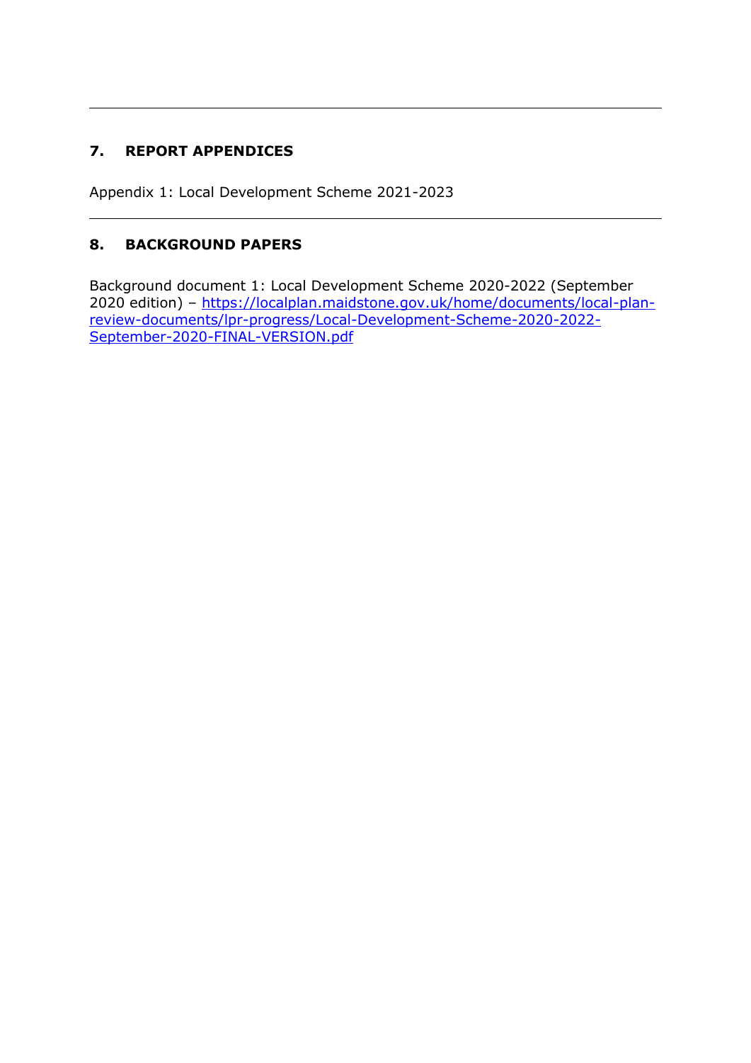---

## 7. REPORT APPENDICES

Appendix 1: Local Development Scheme 2021-2023

---

## 8. BACKGROUND PAPERS

Background document 1: Local Development Scheme 2020-2022 (September 2020 edition) – [https://localplan.maidstone.gov.uk/home/documents/local-plan-review-documents/lpr-progress/Local-Development-Scheme-2020-2022-September-2020-FINAL-VERSION.pdf](https://localplan.maidstone.gov.uk/home/documents/local-plan-review-documents/lpr-progress/Local-Development-Scheme-2020-2022-September-2020-FINAL-VERSION.pdf)